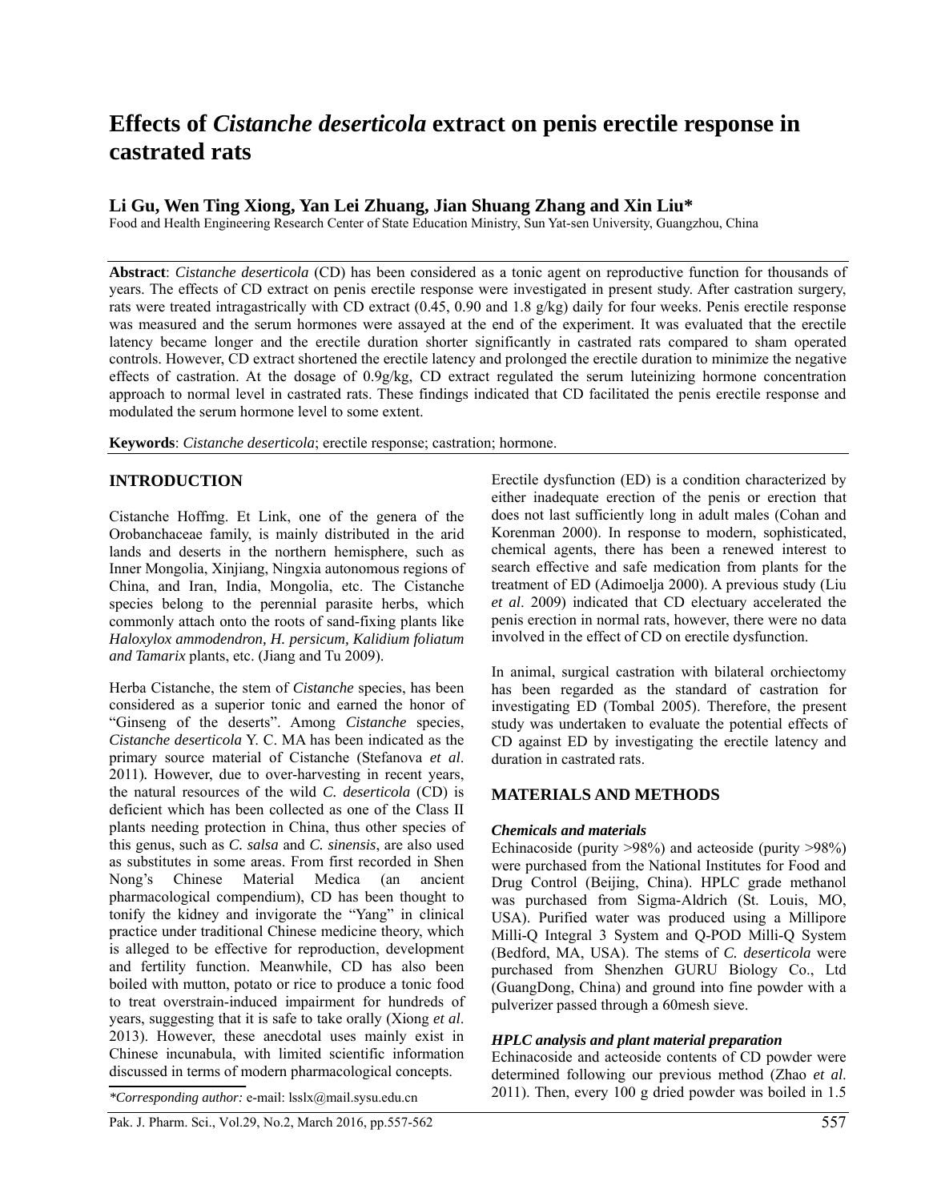# Effects of *Cistanche deserticola* extract on penis erectile response in castrated rats

**Li Gu, Wen Ting Xiong, Yan Lei Zhuang, Jian Shuang Zhang and Xin Liu***

Food and Health Engineering Research Center of State Education Ministry, Sun Yat-sen University, Guangzhou, China

**Abstract**: *Cistanche deserticola* (CD) has been considered as a tonic agent on reproductive function for thousands of years. The effects of CD extract on penis erectile response were investigated in present study. After castration surgery, rats were treated intragastrically with CD extract (0.45, 0.90 and 1.8 g/kg) daily for four weeks. Penis erectile response was measured and the serum hormones were assayed at the end of the experiment. It was evaluated that the erectile latency became longer and the erectile duration shorter significantly in castrated rats compared to sham operated controls. However, CD extract shortened the erectile latency and prolonged the erectile duration to minimize the negative effects of castration. At the dosage of 0.9g/kg, CD extract regulated the serum luteinizing hormone concentration approach to normal level in castrated rats. These findings indicated that CD facilitated the penis erectile response and modulated the serum hormone level to some extent.

**Keywords**: *Cistanche deserticola*; erectile response; castration; hormone.

## INTRODUCTION

Cistanche Hoffmg. Et Link, one of the genera of the Orobanchaceae family, is mainly distributed in the arid lands and deserts in the northern hemisphere, such as Inner Mongolia, Xinjiang, Ningxia autonomous regions of China, and Iran, India, Mongolia, etc. The Cistanche species belong to the perennial parasite herbs, which commonly attach onto the roots of sand-fixing plants like *Haloxylox ammodendron, H. persicum, Kalidium foliatum and Tamarix* plants, etc. (Jiang and Tu 2009).

Herba Cistanche, the stem of *Cistanche* species, has been considered as a superior tonic and earned the honor of "Ginseng of the deserts". Among *Cistanche* species, *Cistanche deserticola* Y. C. MA has been indicated as the primary source material of Cistanche (Stefanova *et al*. 2011). However, due to over-harvesting in recent years, the natural resources of the wild *C. deserticola* (CD) is deficient which has been collected as one of the Class II plants needing protection in China, thus other species of this genus, such as *C. salsa* and *C. sinensis*, are also used as substitutes in some areas. From first recorded in Shen Nong's Chinese Material Medica (an ancient pharmacological compendium), CD has been thought to tonify the kidney and invigorate the "Yang" in clinical practice under traditional Chinese medicine theory, which is alleged to be effective for reproduction, development and fertility function. Meanwhile, CD has also been boiled with mutton, potato or rice to produce a tonic food to treat overstrain-induced impairment for hundreds of years, suggesting that it is safe to take orally (Xiong *et al*. 2013). However, these anecdotal uses mainly exist in Chinese incunabula, with limited scientific information discussed in terms of modern pharmacological concepts.

Erectile dysfunction (ED) is a condition characterized by either inadequate erection of the penis or erection that does not last sufficiently long in adult males (Cohan and Korenman 2000). In response to modern, sophisticated, chemical agents, there has been a renewed interest to search effective and safe medication from plants for the treatment of ED (Adimoelja 2000). A previous study (Liu *et al*. 2009) indicated that CD electuary accelerated the penis erection in normal rats, however, there were no data involved in the effect of CD on erectile dysfunction.

In animal, surgical castration with bilateral orchiectomy has been regarded as the standard of castration for investigating ED (Tombal 2005). Therefore, the present study was undertaken to evaluate the potential effects of CD against ED by investigating the erectile latency and duration in castrated rats.

## MATERIALS AND METHODS

### *Chemicals and materials*

Echinacoside (purity >98%) and acteoside (purity >98%) were purchased from the National Institutes for Food and Drug Control (Beijing, China). HPLC grade methanol was purchased from Sigma-Aldrich (St. Louis, MO, USA). Purified water was produced using a Millipore Milli-Q Integral 3 System and Q-POD Milli-Q System (Bedford, MA, USA). The stems of *C. deserticola* were purchased from Shenzhen GURU Biology Co., Ltd (GuangDong, China) and ground into fine powder with a pulverizer passed through a 60mesh sieve.

### *HPLC analysis and plant material preparation*

Echinacoside and acteoside contents of CD powder were determined following our previous method (Zhao *et al*. 2011). Then, every 100 g dried powder was boiled in 1.5

*\*Corresponding author:* e-mail: lsslx@mail.sysu.edu.cn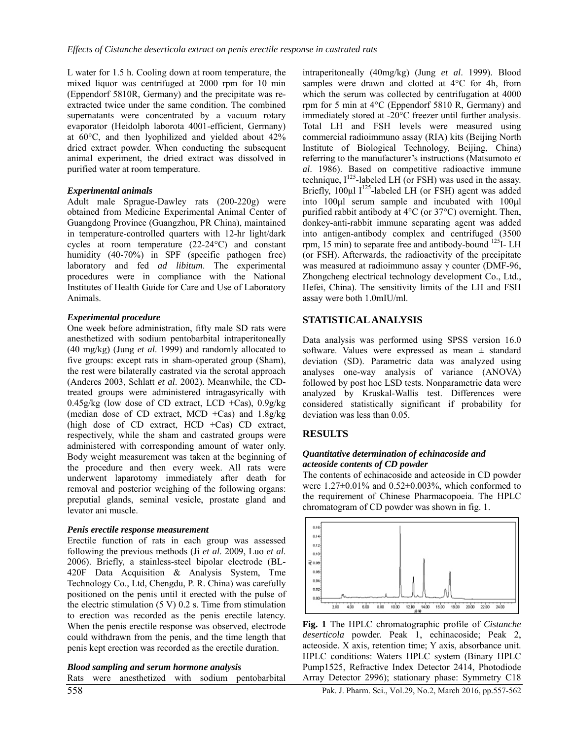L water for 1.5 h. Cooling down at room temperature, the mixed liquor was centrifuged at 2000 rpm for 10 min (Eppendorf 5810R, Germany) and the precipitate was re-extracted twice under the same condition. The combined supernatants were concentrated by a vacuum rotary evaporator (Heidolph laborota 4001-efficient, Germany) at 60°C, and then lyophilized and yielded about 42% dried extract powder. When conducting the subsequent animal experiment, the dried extract was dissolved in purified water at room temperature.

### *Experimental animals*

Adult male Sprague-Dawley rats (200-220g) were obtained from Medicine Experimental Animal Center of Guangdong Province (Guangzhou, PR China), maintained in temperature-controlled quarters with 12-hr light/dark cycles at room temperature (22-24°C) and constant humidity (40-70%) in SPF (specific pathogen free) laboratory and fed *ad libitum*. The experimental procedures were in compliance with the National Institutes of Health Guide for Care and Use of Laboratory Animals.

### *Experimental procedure*

One week before administration, fifty male SD rats were anesthetized with sodium pentobarbital intraperitoneally (40 mg/kg) (Jung *et al.* 1999) and randomly allocated to five groups: except rats in sham-operated group (Sham), the rest were bilaterally castrated via the scrotal approach (Anderes 2003, Schlatt *et al*. 2002). Meanwhile, the CD-treated groups were administered intragasyrically with 0.45g/kg (low dose of CD extract, LCD +Cas), 0.9g/kg (median dose of CD extract, MCD +Cas) and 1.8g/kg (high dose of CD extract, HCD +Cas) CD extract, respectively, while the sham and castrated groups were administered with corresponding amount of water only. Body weight measurement was taken at the beginning of the procedure and then every week. All rats were underwent laparotomy immediately after death for removal and posterior weighing of the following organs: preputial glands, seminal vesicle, prostate gland and levator ani muscle.

### *Penis erectile response measurement*

Erectile function of rats in each group was assessed following the previous methods (Ji *et al.* 2009, Luo *et al.* 2006). Briefly, a stainless-steel bipolar electrode (BL-420F Data Acquisition & Analysis System, Tme Technology Co., Ltd, Chengdu, P. R. China) was carefully positioned on the penis until it erected with the pulse of the electric stimulation (5 V) 0.2 s. Time from stimulation to erection was recorded as the penis erectile latency. When the penis erectile response was observed, electrode could withdrawn from the penis, and the time length that penis kept erection was recorded as the erectile duration.

### *Blood sampling and serum hormone analysis*

Rats were anesthetized with sodium pentobarbital intraperitoneally (40mg/kg) (Jung *et al*. 1999). Blood samples were drawn and clotted at 4°C for 4h, from which the serum was collected by centrifugation at 4000 rpm for 5 min at 4°C (Eppendorf 5810 R, Germany) and immediately stored at -20°C freezer until further analysis. Total LH and FSH levels were measured using commercial radioimmuno assay (RIA) kits (Beijing North Institute of Biological Technology, Beijing, China) referring to the manufacturer's instructions (Matsumoto *et al*. 1986). Based on competitive radioactive immune technique, $I^{125}$-labeled LH (or FSH) was used in the assay. Briefly, 100μl $I^{125}$-labeled LH (or FSH) agent was added into 100μl serum sample and incubated with 100μl purified rabbit antibody at 4°C (or 37°C) overnight. Then, donkey-anti-rabbit immune separating agent was added into antigen-antibody complex and centrifuged (3500 rpm, 15 min) to separate free and antibody-bound $^{125}$I- LH (or FSH). Afterwards, the radioactivity of the precipitate was measured at radioimmuno assay γ counter (DMF-96, Zhongcheng electrical technology development Co., Ltd., Hefei, China). The sensitivity limits of the LH and FSH assay were both 1.0mIU/ml.

## STATISTICAL ANALYSIS

Data analysis was performed using SPSS version 16.0 software. Values were expressed as mean ± standard deviation (SD). Parametric data was analyzed using analyses one-way analysis of variance (ANOVA) followed by post hoc LSD tests. Nonparametric data were analyzed by Kruskal-Wallis test. Differences were considered statistically significant if probability for deviation was less than 0.05.

## RESULTS

### *Quantitative determination of echinacoside and acteoside contents of CD powder*

The contents of echinacoside and acteoside in CD powder were 1.27±0.01% and 0.52±0.003%, which conformed to the requirement of Chinese Pharmacopoeia. The HPLC chromatogram of CD powder was shown in fig. 1.

**Fig. 1** The HPLC chromatographic profile of *Cistanche deserticola* powder. Peak 1, echinacoside; Peak 2, acteoside. X axis, retention time; Y axis, absorbance unit. HPLC conditions: Waters HPLC system (Binary HPLC Pump1525, Refractive Index Detector 2414, Photodiode Array Detector 2996); stationary phase: Symmetry C18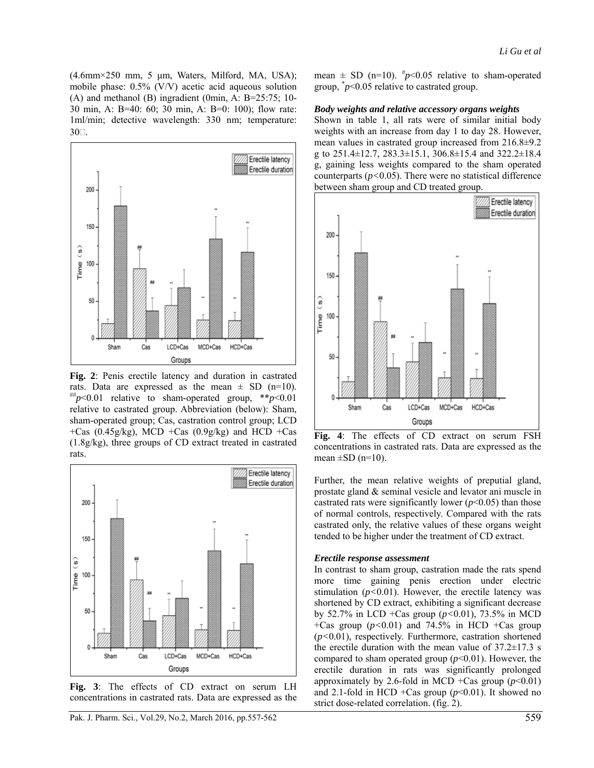(4.6mm×250 mm, 5 μm, Waters, Milford, MA, USA); mobile phase: 0.5% (V/V) acetic acid aqueous solution (A) and methanol (B) ingradient (0min, A: B=25:75; 10-30 min, A: B=40: 60; 30 min, A: B=0: 100); flow rate: 1ml/min; detective wavelength: 330 nm; temperature: 30□.

Erectile latency
Erectile duration
Time（s）
Sham
Cas
LCD+Cas
MCD+Cas
HCD+Cas
Groups

**Fig. 2**: Penis erectile latency and duration in castrated rats. Data are expressed as the mean ± SD (n=10). ##$p$<0.01 relative to sham-operated group, **$p$<0.01 relative to castrated group. Abbreviation (below): Sham, sham-operated group; Cas, castration control group; LCD +Cas (0.45g/kg), MCD +Cas (0.9g/kg) and HCD +Cas (1.8g/kg), three groups of CD extract treated in castrated rats.

Erectile latency
Erectile duration
Time（s）
Sham
Cas
LCD+Cas
MCD+Cas
HCD+Cas
Groups

**Fig. 3**: The effects of CD extract on serum LH concentrations in castrated rats. Data are expressed as the mean ± SD (n=10). #$p$<0.05 relative to sham-operated group, *$p$<0.05 relative to castrated group.

### *Body weights and relative accessory organs weights*

Shown in table 1, all rats were of similar initial body weights with an increase from day 1 to day 28. However, mean values in castrated group increased from 216.8±9.2 g to 251.4±12.7, 283.3±15.1, 306.8±15.4 and 322.2±18.4 g, gaining less weights compared to the sham operated counterparts ($p$<0.05). There were no statistical difference between sham group and CD treated group.

Erectile latency
Erectile duration
Time（s）
Sham
Cas
LCD+Cas
MCD+Cas
HCD+Cas
Groups

**Fig. 4**: The effects of CD extract on serum FSH concentrations in castrated rats. Data are expressed as the mean ±SD (n=10).

Further, the mean relative weights of preputial gland, prostate gland & seminal vesicle and levator ani muscle in castrated rats were significantly lower ($p$<0.05) than those of normal controls, respectively. Compared with the rats castrated only, the relative values of these organs weight tended to be higher under the treatment of CD extract.

### *Erectile response assessment*

In contrast to sham group, castration made the rats spend more time gaining penis erection under electric stimulation ($p$<0.01). However, the erectile latency was shortened by CD extract, exhibiting a significant decrease by 52.7% in LCD +Cas group ($p$<0.01), 73.5% in MCD +Cas group ($p$<0.01) and 74.5% in HCD +Cas group ($p$<0.01), respectively. Furthermore, castration shortened the erectile duration with the mean value of 37.2±17.3 s compared to sham operated group ($p$<0.01). However, the erectile duration in rats was significantly prolonged approximately by 2.6-fold in MCD +Cas group ($p$<0.01) and 2.1-fold in HCD +Cas group ($p$<0.01). It showed no strict dose-related correlation. (fig. 2).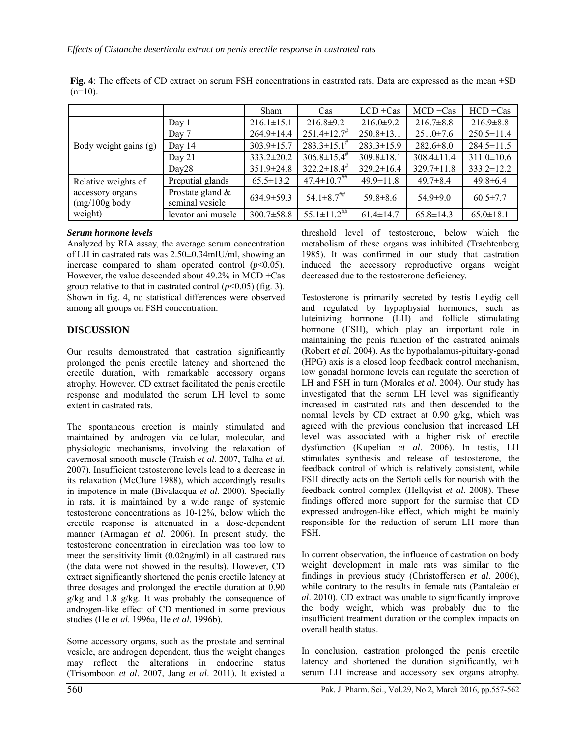**Fig. 4**: The effects of CD extract on serum FSH concentrations in castrated rats. Data are expressed as the mean ±SD (n=10).

| | | Sham | Cas | LCD +Cas | MCD +Cas | HCD +Cas |
|---|---|---|---|---|---|---|
| Body weight gains (g) | Day 1 | 216.1±15.1 | 216.8±9.2 | 216.0±9.2 | 216.7±8.8 | 216.9±8.8 |
| | Day 7 | 264.9±14.4 | 251.4±12.7[#] | 250.8±13.1 | 251.0±7.6 | 250.5±11.4 |
| | Day 14 | 303.9±15.7 | 283.3±15.1[#] | 283.3±15.9 | 282.6±8.0 | 284.5±11.5 |
| | Day 21 | 333.2±20.2 | 306.8±15.4[#] | 309.8±18.1 | 308.4±11.4 | 311.0±10.6 |
| | Day28 | 351.9±24.8 | 322.2±18.4[#] | 329.2±16.4 | 329.7±11.8 | 333.2±12.2 |
| Relative weights of accessory organs (mg/100g body weight) | Preputial glands | 65.5±13.2 | 47.4±10.7[##] | 49.9±11.8 | 49.7±8.4 | 49.8±6.4 |
| | Prostate gland & seminal vesicle | 634.9±59.3 | 54.1±8.7[##] | 59.8±8.6 | 54.9±9.0 | 60.5±7.7 |
| | levator ani muscle | 300.7±58.8 | 55.1±11.2[##] | 61.4±14.7 | 65.8±14.3 | 65.0±18.1 |

### *Serum hormone levels*

Analyzed by RIA assay, the average serum concentration of LH in castrated rats was 2.50±0.34mIU/ml, showing an increase compared to sham operated control ($p$<0.05). However, the value descended about 49.2% in MCD +Cas group relative to that in castrated control ($p$<0.05) (fig. 3). Shown in fig. 4, no statistical differences were observed among all groups on FSH concentration.

## DISCUSSION

Our results demonstrated that castration significantly prolonged the penis erectile latency and shortened the erectile duration, with remarkable accessory organs atrophy. However, CD extract facilitated the penis erectile response and modulated the serum LH level to some extent in castrated rats.

The spontaneous erection is mainly stimulated and maintained by androgen via cellular, molecular, and physiologic mechanisms, involving the relaxation of cavernosal smooth muscle (Traish *et al*. 2007, Talha *et al*. 2007). Insufficient testosterone levels lead to a decrease in its relaxation (McClure 1988), which accordingly results in impotence in male (Bivalacqua *et al*. 2000). Specially in rats, it is maintained by a wide range of systemic testosterone concentrations as 10-12%, below which the erectile response is attenuated in a dose-dependent manner (Armagan *et al*. 2006). In present study, the testosterone concentration in circulation was too low to meet the sensitivity limit (0.02ng/ml) in all castrated rats (the data were not showed in the results). However, CD extract significantly shortened the penis erectile latency at three dosages and prolonged the erectile duration at 0.90 g/kg and 1.8 g/kg. It was probably the consequence of androgen-like effect of CD mentioned in some previous studies (He *et al*. 1996a, He *et al*. 1996b).

Some accessory organs, such as the prostate and seminal vesicle, are androgen dependent, thus the weight changes may reflect the alterations in endocrine status (Trisomboon *et al*. 2007, Jang *et al*. 2011). It existed a threshold level of testosterone, below which the metabolism of these organs was inhibited (Trachtenberg 1985). It was confirmed in our study that castration induced the accessory reproductive organs weight decreased due to the testosterone deficiency.

Testosterone is primarily secreted by testis Leydig cell and regulated by hypophysial hormones, such as luteinizing hormone (LH) and follicle stimulating hormone (FSH), which play an important role in maintaining the penis function of the castrated animals (Robert *et al*. 2004). As the hypothalamus-pituitary-gonad (HPG) axis is a closed loop feedback control mechanism, low gonadal hormone levels can regulate the secretion of LH and FSH in turn (Morales *et al*. 2004). Our study has investigated that the serum LH level was significantly increased in castrated rats and then descended to the normal levels by CD extract at 0.90 g/kg, which was agreed with the previous conclusion that increased LH level was associated with a higher risk of erectile dysfunction (Kupelian *et al*. 2006). In testis, LH stimulates synthesis and release of testosterone, the feedback control of which is relatively consistent, while FSH directly acts on the Sertoli cells for nourish with the feedback control complex (Hellqvist *et al*. 2008). These findings offered more support for the surmise that CD expressed androgen-like effect, which might be mainly responsible for the reduction of serum LH more than FSH.

In current observation, the influence of castration on body weight development in male rats was similar to the findings in previous study (Christoffersen *et al*. 2006), while contrary to the results in female rats (Pantaleão *et al*. 2010). CD extract was unable to significantly improve the body weight, which was probably due to the insufficient treatment duration or the complex impacts on overall health status.

In conclusion, castration prolonged the penis erectile latency and shortened the duration significantly, with serum LH increase and accessory sex organs atrophy.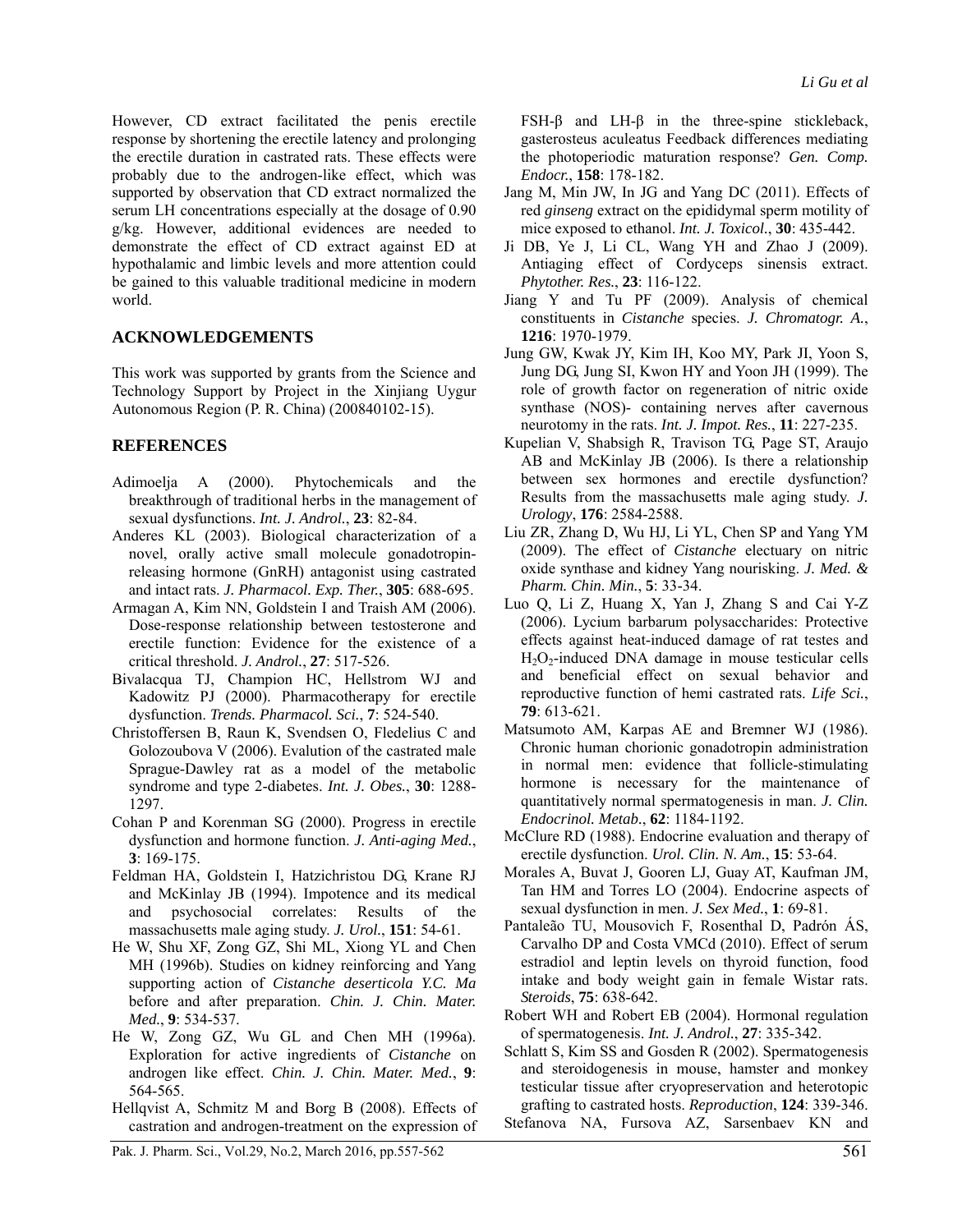However, CD extract facilitated the penis erectile response by shortening the erectile latency and prolonging the erectile duration in castrated rats. These effects were probably due to the androgen-like effect, which was supported by observation that CD extract normalized the serum LH concentrations especially at the dosage of 0.90 g/kg. However, additional evidences are needed to demonstrate the effect of CD extract against ED at hypothalamic and limbic levels and more attention could be gained to this valuable traditional medicine in modern world.

## ACKNOWLEDGEMENTS

This work was supported by grants from the Science and Technology Support by Project in the Xinjiang Uygur Autonomous Region (P. R. China) (200840102-15).

## REFERENCES

Adimoelja A (2000). Phytochemicals and the breakthrough of traditional herbs in the management of sexual dysfunctions. *Int. J. Androl.*, **23**: 82-84.

Anderes KL (2003). Biological characterization of a novel, orally active small molecule gonadotropin-releasing hormone (GnRH) antagonist using castrated and intact rats. *J. Pharmacol. Exp. Ther.*, **305**: 688-695.

Armagan A, Kim NN, Goldstein I and Traish AM (2006). Dose-response relationship between testosterone and erectile function: Evidence for the existence of a critical threshold. *J. Androl.*, **27**: 517-526.

Bivalacqua TJ, Champion HC, Hellstrom WJ and Kadowitz PJ (2000). Pharmacotherapy for erectile dysfunction. *Trends. Pharmacol. Sci.*, **7**: 524-540.

Christoffersen B, Raun K, Svendsen O, Fledelius C and Golozoubova V (2006). Evalution of the castrated male Sprague-Dawley rat as a model of the metabolic syndrome and type 2-diabetes. *Int. J. Obes.*, **30**: 1288-1297.

Cohan P and Korenman SG (2000). Progress in erectile dysfunction and hormone function. *J. Anti-aging Med.*, **3**: 169-175.

Feldman HA, Goldstein I, Hatzichristou DG, Krane RJ and McKinlay JB (1994). Impotence and its medical and psychosocial correlates: Results of the massachusetts male aging study. *J. Urol.*, **151**: 54-61.

He W, Shu XF, Zong GZ, Shi ML, Xiong YL and Chen MH (1996b). Studies on kidney reinforcing and Yang supporting action of *Cistanche deserticola Y.C. Ma* before and after preparation. *Chin. J. Chin. Mater. Med.*, **9**: 534-537.

He W, Zong GZ, Wu GL and Chen MH (1996a). Exploration for active ingredients of *Cistanche* on androgen like effect. *Chin. J. Chin. Mater. Med.*, **9**: 564-565.

Hellqvist A, Schmitz M and Borg B (2008). Effects of castration and androgen-treatment on the expression of FSH-β and LH-β in the three-spine stickleback, gasterosteus aculeatus Feedback differences mediating the photoperiodic maturation response? *Gen. Comp. Endocr.*, **158**: 178-182.

Jang M, Min JW, In JG and Yang DC (2011). Effects of red *ginseng* extract on the epididymal sperm motility of mice exposed to ethanol. *Int. J. Toxicol.*, **30**: 435-442.

Ji DB, Ye J, Li CL, Wang YH and Zhao J (2009). Antiaging effect of Cordyceps sinensis extract. *Phytother. Res.*, **23**: 116-122.

Jiang Y and Tu PF (2009). Analysis of chemical constituents in *Cistanche* species. *J. Chromatogr. A.*, **1216**: 1970-1979.

Jung GW, Kwak JY, Kim IH, Koo MY, Park JI, Yoon S, Jung DG, Jung SI, Kwon HY and Yoon JH (1999). The role of growth factor on regeneration of nitric oxide synthase (NOS)- containing nerves after cavernous neurotomy in the rats. *Int. J. Impot. Res.*, **11**: 227-235.

Kupelian V, Shabsigh R, Travison TG, Page ST, Araujo AB and McKinlay JB (2006). Is there a relationship between sex hormones and erectile dysfunction? Results from the massachusetts male aging study. *J. Urology*, **176**: 2584-2588.

Liu ZR, Zhang D, Wu HJ, Li YL, Chen SP and Yang YM (2009). The effect of *Cistanche* electuary on nitric oxide synthase and kidney Yang nourisking. *J. Med. & Pharm. Chin. Min.*, **5**: 33-34.

Luo Q, Li Z, Huang X, Yan J, Zhang S and Cai Y-Z (2006). Lycium barbarum polysaccharides: Protective effects against heat-induced damage of rat testes and $H_2O_2$-induced DNA damage in mouse testicular cells and beneficial effect on sexual behavior and reproductive function of hemi castrated rats. *Life Sci.*, **79**: 613-621.

Matsumoto AM, Karpas AE and Bremner WJ (1986). Chronic human chorionic gonadotropin administration in normal men: evidence that follicle-stimulating hormone is necessary for the maintenance of quantitatively normal spermatogenesis in man. *J. Clin. Endocrinol. Metab.*, **62**: 1184-1192.

McClure RD (1988). Endocrine evaluation and therapy of erectile dysfunction. *Urol. Clin. N. Am.*, **15**: 53-64.

Morales A, Buvat J, Gooren LJ, Guay AT, Kaufman JM, Tan HM and Torres LO (2004). Endocrine aspects of sexual dysfunction in men. *J. Sex Med.*, **1**: 69-81.

Pantaleão TU, Mousovich F, Rosenthal D, Padrón ÁS, Carvalho DP and Costa VMCd (2010). Effect of serum estradiol and leptin levels on thyroid function, food intake and body weight gain in female Wistar rats. *Steroids*, **75**: 638-642.

Robert WH and Robert EB (2004). Hormonal regulation of spermatogenesis. *Int. J. Androl.*, **27**: 335-342.

Schlatt S, Kim SS and Gosden R (2002). Spermatogenesis and steroidogenesis in mouse, hamster and monkey testicular tissue after cryopreservation and heterotopic grafting to castrated hosts. *Reproduction*, **124**: 339-346.

Stefanova NA, Fursova AZ, Sarsenbaev KN and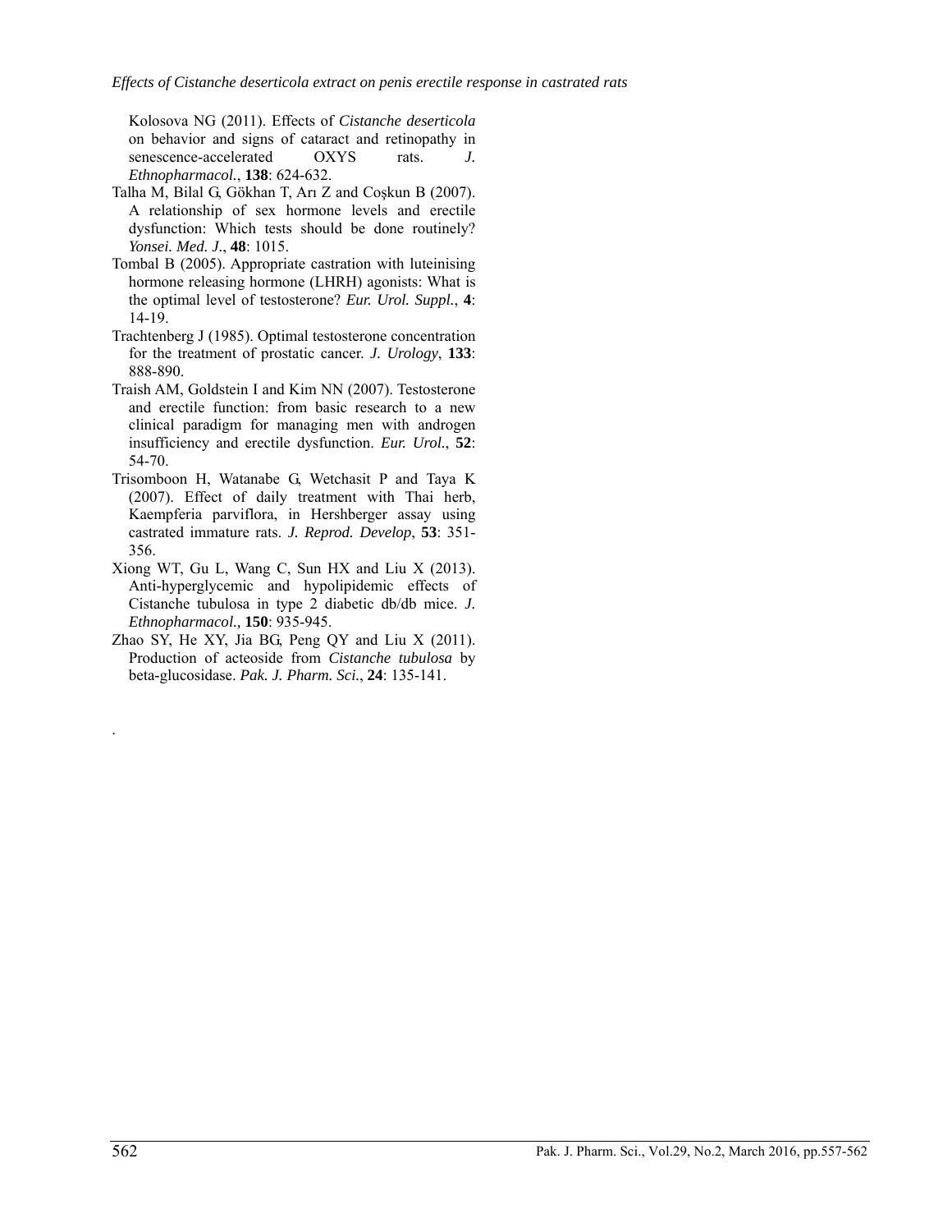Kolosova NG (2011). Effects of *Cistanche deserticola* on behavior and signs of cataract and retinopathy in senescence-accelerated OXYS rats. *J. Ethnopharmacol.*, **138**: 624-632.

Talha M, Bilal G, Gökhan T, Arı Z and Coşkun B (2007). A relationship of sex hormone levels and erectile dysfunction: Which tests should be done routinely? *Yonsei. Med. J.*, **48**: 1015.

Tombal B (2005). Appropriate castration with luteinising hormone releasing hormone (LHRH) agonists: What is the optimal level of testosterone? *Eur. Urol. Suppl.*, **4**: 14-19.

Trachtenberg J (1985). Optimal testosterone concentration for the treatment of prostatic cancer. *J. Urology*, **133**: 888-890.

Traish AM, Goldstein I and Kim NN (2007). Testosterone and erectile function: from basic research to a new clinical paradigm for managing men with androgen insufficiency and erectile dysfunction. *Eur. Urol.*, **52**: 54-70.

Trisomboon H, Watanabe G, Wetchasit P and Taya K (2007). Effect of daily treatment with Thai herb, Kaempferia parviflora, in Hershberger assay using castrated immature rats. *J. Reprod. Develop*, **53**: 351-356.

Xiong WT, Gu L, Wang C, Sun HX and Liu X (2013). Anti-hyperglycemic and hypolipidemic effects of Cistanche tubulosa in type 2 diabetic db/db mice. *J. Ethnopharmacol.,* **150**: 935-945.

Zhao SY, He XY, Jia BG, Peng QY and Liu X (2011). Production of acteoside from *Cistanche tubulosa* by beta-glucosidase. *Pak. J. Pharm. Sci.*, **24**: 135-141.